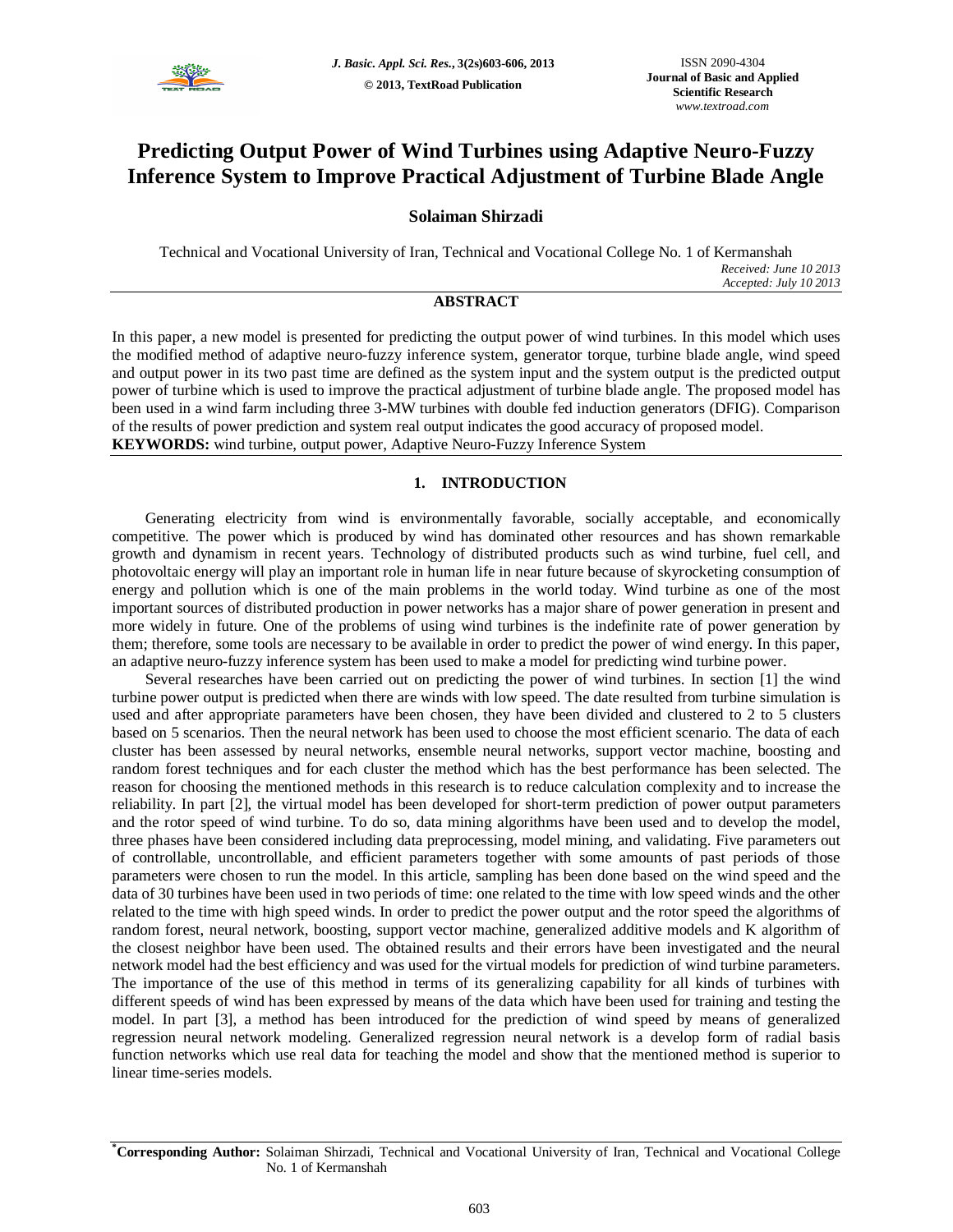# Predicting Output Power of Wind Turbines using Adaptive Neuro-Fuzzy Inference System to Improve Practical Adjustment of Turbine Blade Angle

**Solaiman Shirzadi**

Technical and Vocational University of Iran, Technical and Vocational College No. 1 of Kermanshah

*Received: June 10 2013*
*Accepted: July 10 2013*

## ABSTRACT

In this paper, a new model is presented for predicting the output power of wind turbines. In this model which uses the modified method of adaptive neuro-fuzzy inference system, generator torque, turbine blade angle, wind speed and output power in its two past time are defined as the system input and the system output is the predicted output power of turbine which is used to improve the practical adjustment of turbine blade angle. The proposed model has been used in a wind farm including three 3-MW turbines with double fed induction generators (DFIG). Comparison of the results of power prediction and system real output indicates the good accuracy of proposed model.

**KEYWORDS:** wind turbine, output power, Adaptive Neuro-Fuzzy Inference System

## 1. INTRODUCTION

Generating electricity from wind is environmentally favorable, socially acceptable, and economically competitive. The power which is produced by wind has dominated other resources and has shown remarkable growth and dynamism in recent years. Technology of distributed products such as wind turbine, fuel cell, and photovoltaic energy will play an important role in human life in near future because of skyrocketing consumption of energy and pollution which is one of the main problems in the world today. Wind turbine as one of the most important sources of distributed production in power networks has a major share of power generation in present and more widely in future. One of the problems of using wind turbines is the indefinite rate of power generation by them; therefore, some tools are necessary to be available in order to predict the power of wind energy. In this paper, an adaptive neuro-fuzzy inference system has been used to make a model for predicting wind turbine power.

Several researches have been carried out on predicting the power of wind turbines. In section [1] the wind turbine power output is predicted when there are winds with low speed. The date resulted from turbine simulation is used and after appropriate parameters have been chosen, they have been divided and clustered to 2 to 5 clusters based on 5 scenarios. Then the neural network has been used to choose the most efficient scenario. The data of each cluster has been assessed by neural networks, ensemble neural networks, support vector machine, boosting and random forest techniques and for each cluster the method which has the best performance has been selected. The reason for choosing the mentioned methods in this research is to reduce calculation complexity and to increase the reliability. In part [2], the virtual model has been developed for short-term prediction of power output parameters and the rotor speed of wind turbine. To do so, data mining algorithms have been used and to develop the model, three phases have been considered including data preprocessing, model mining, and validating. Five parameters out of controllable, uncontrollable, and efficient parameters together with some amounts of past periods of those parameters were chosen to run the model. In this article, sampling has been done based on the wind speed and the data of 30 turbines have been used in two periods of time: one related to the time with low speed winds and the other related to the time with high speed winds. In order to predict the power output and the rotor speed the algorithms of random forest, neural network, boosting, support vector machine, generalized additive models and K algorithm of the closest neighbor have been used. The obtained results and their errors have been investigated and the neural network model had the best efficiency and was used for the virtual models for prediction of wind turbine parameters. The importance of the use of this method in terms of its generalizing capability for all kinds of turbines with different speeds of wind has been expressed by means of the data which have been used for training and testing the model. In part [3], a method has been introduced for the prediction of wind speed by means of generalized regression neural network modeling. Generalized regression neural network is a develop form of radial basis function networks which use real data for teaching the model and show that the mentioned method is superior to linear time-series models.

*Corresponding Author: Solaiman Shirzadi, Technical and Vocational University of Iran, Technical and Vocational College No. 1 of Kermanshah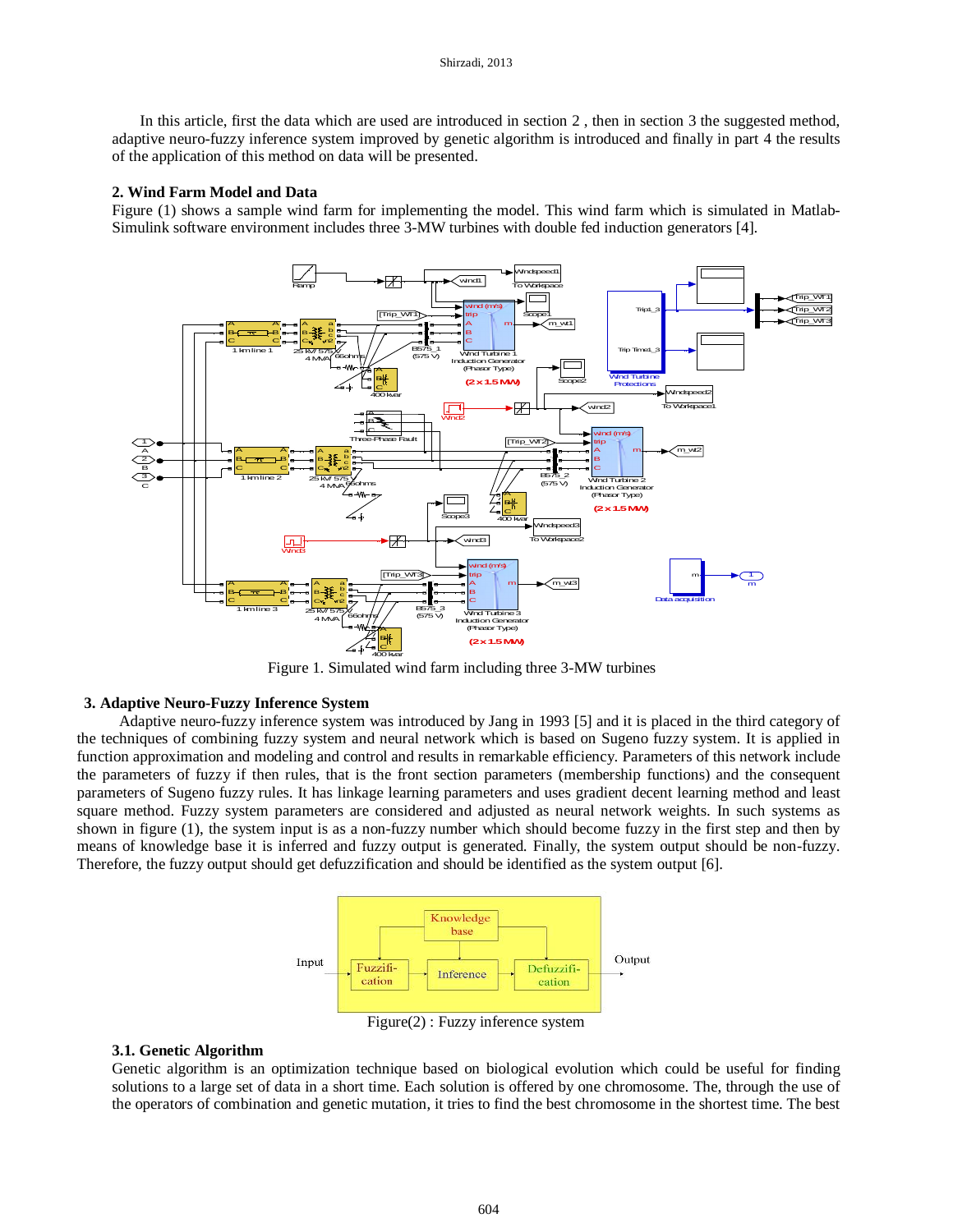In this article, first the data which are used are introduced in section 2 , then in section 3 the suggested method, adaptive neuro-fuzzy inference system improved by genetic algorithm is introduced and finally in part 4 the results of the application of this method on data will be presented.

## 2. Wind Farm Model and Data

Figure (1) shows a sample wind farm for implementing the model. This wind farm which is simulated in Matlab-Simulink software environment includes three 3-MW turbines with double fed induction generators [4].

Figure 1. Simulated wind farm including three 3-MW turbines

## 3. Adaptive Neuro-Fuzzy Inference System

Adaptive neuro-fuzzy inference system was introduced by Jang in 1993 [5] and it is placed in the third category of the techniques of combining fuzzy system and neural network which is based on Sugeno fuzzy system. It is applied in function approximation and modeling and control and results in remarkable efficiency. Parameters of this network include the parameters of fuzzy if then rules, that is the front section parameters (membership functions) and the consequent parameters of Sugeno fuzzy rules. It has linkage learning parameters and uses gradient decent learning method and least square method. Fuzzy system parameters are considered and adjusted as neural network weights. In such systems as shown in figure (1), the system input is as a non-fuzzy number which should become fuzzy in the first step and then by means of knowledge base it is inferred and fuzzy output is generated. Finally, the system output should be non-fuzzy. Therefore, the fuzzy output should get defuzzification and should be identified as the system output [6].

Figure(2) : Fuzzy inference system

### 3.1. Genetic Algorithm

Genetic algorithm is an optimization technique based on biological evolution which could be useful for finding solutions to a large set of data in a short time. Each solution is offered by one chromosome. The, through the use of the operators of combination and genetic mutation, it tries to find the best chromosome in the shortest time. The best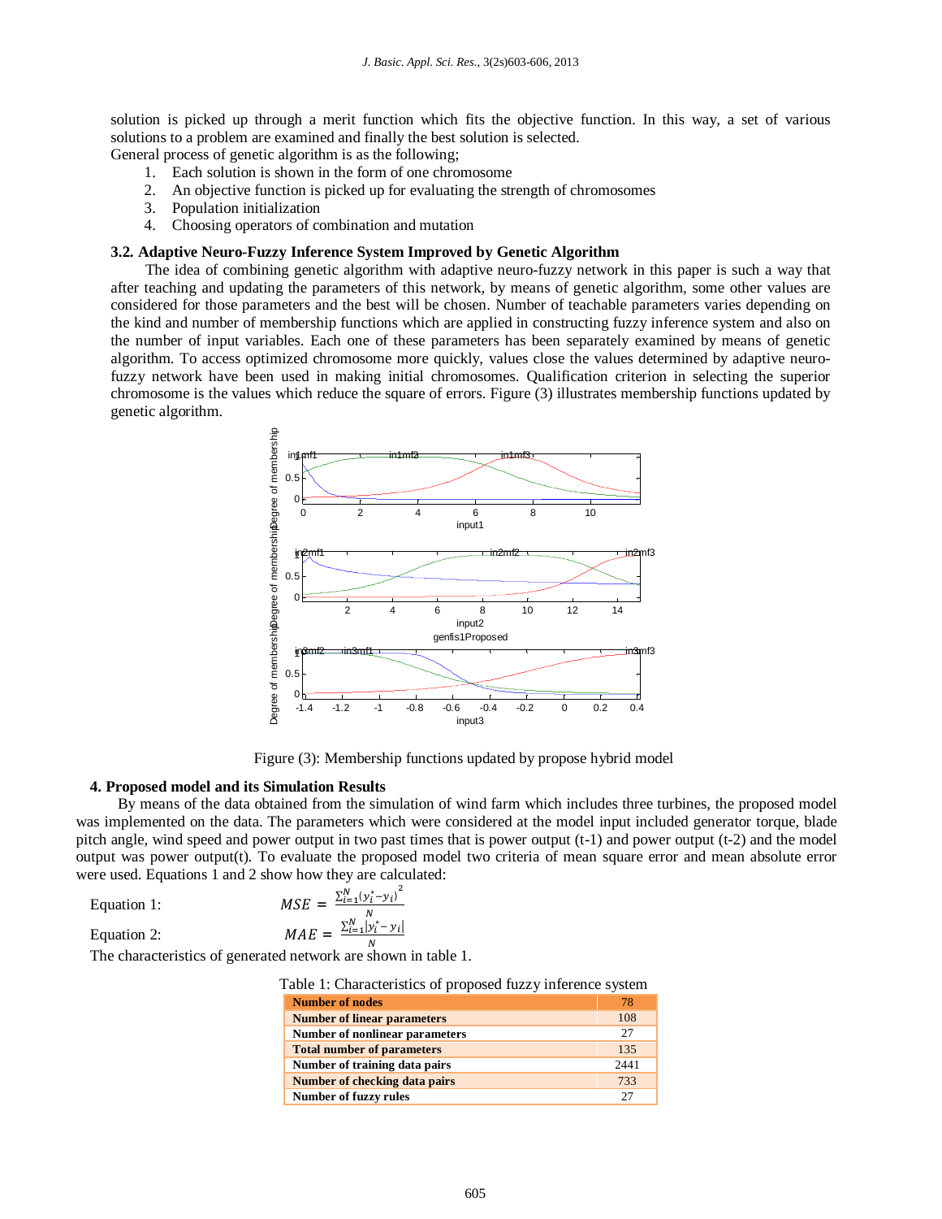solution is picked up through a merit function which fits the objective function. In this way, a set of various solutions to a problem are examined and finally the best solution is selected.

General process of genetic algorithm is as the following;

1. Each solution is shown in the form of one chromosome
2. An objective function is picked up for evaluating the strength of chromosomes
3. Population initialization
4. Choosing operators of combination and mutation

### 3.2. Adaptive Neuro-Fuzzy Inference System Improved by Genetic Algorithm

The idea of combining genetic algorithm with adaptive neuro-fuzzy network in this paper is such a way that after teaching and updating the parameters of this network, by means of genetic algorithm, some other values are considered for those parameters and the best will be chosen. Number of teachable parameters varies depending on the kind and number of membership functions which are applied in constructing fuzzy inference system and also on the number of input variables. Each one of these parameters has been separately examined by means of genetic algorithm. To access optimized chromosome more quickly, values close the values determined by adaptive neuro-fuzzy network have been used in making initial chromosomes. Qualification criterion in selecting the superior chromosome is the values which reduce the square of errors. Figure (3) illustrates membership functions updated by genetic algorithm.

Figure (3): Membership functions updated by propose hybrid model

## 4. Proposed model and its Simulation Results

By means of the data obtained from the simulation of wind farm which includes three turbines, the proposed model was implemented on the data. The parameters which were considered at the model input included generator torque, blade pitch angle, wind speed and power output in two past times that is power output (t-1) and power output (t-2) and the model output was power output(t). To evaluate the proposed model two criteria of mean square error and mean absolute error were used. Equations 1 and 2 show how they are calculated:

Equation 1:
$$MSE = \frac{\sum_{i=1}^{N}(y_i^* - y_i)^2}{N}$$

Equation 2:
$$MAE = \frac{\sum_{i=1}^{N}|y_i^* - y_i|}{N}$$

The characteristics of generated network are shown in table 1.

Table 1: Characteristics of proposed fuzzy inference system

| Number of nodes | 78 |
|---|---|
| Number of linear parameters | 108 |
| Number of nonlinear parameters | 27 |
| Total number of parameters | 135 |
| Number of training data pairs | 2441 |
| Number of checking data pairs | 733 |
| Number of fuzzy rules | 27 |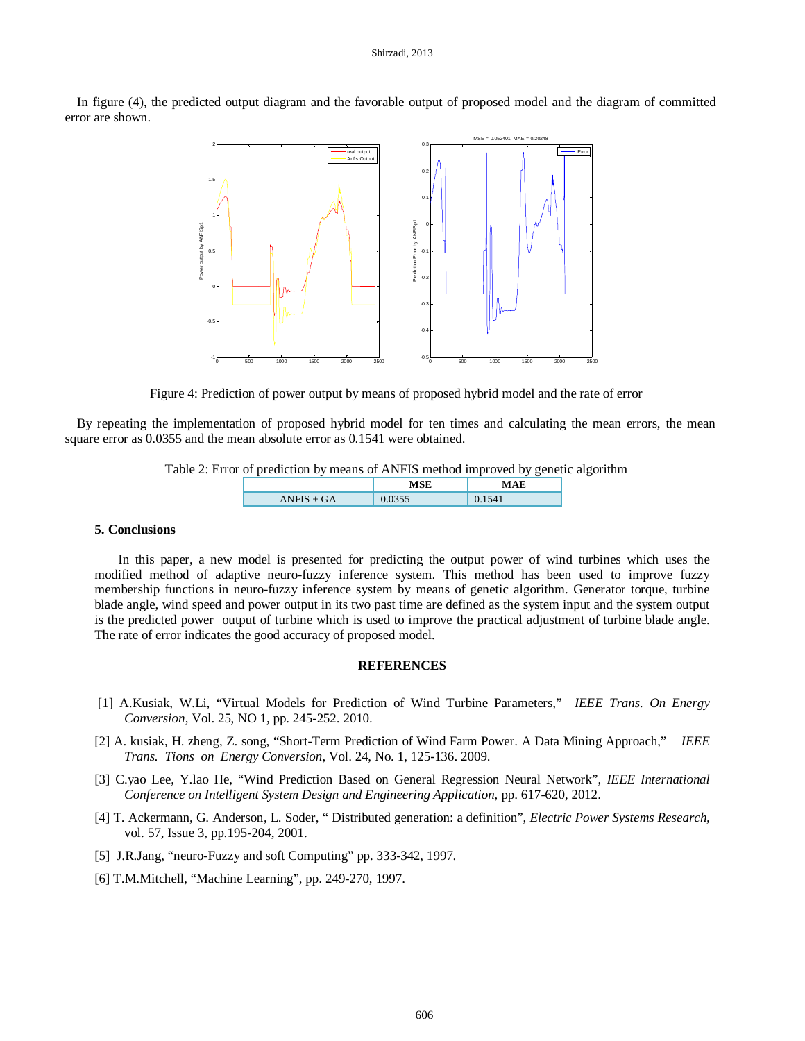In figure (4), the predicted output diagram and the favorable output of proposed model and the diagram of committed error are shown.

real output
Anfis Output
Power output by ANFISp1
2
1.5
1
0.5
0
-0.5
-1
0 500 1000 1500 2000 2500

MSE = 0.052401, MAE = 0.20248
Error
Prediction Error by ANFISp1
0.3
0.2
0.1
0
-0.1
-0.2
-0.3
-0.4
-0.5
0 500 1000 1500 2000 2500

Figure 4: Prediction of power output by means of proposed hybrid model and the rate of error

By repeating the implementation of proposed hybrid model for ten times and calculating the mean errors, the mean square error as 0.0355 and the mean absolute error as 0.1541 were obtained.

Table 2: Error of prediction by means of ANFIS method improved by genetic algorithm

| | MSE | MAE |
|---|---|---|
| ANFIS + GA | 0.0355 | 0.1541 |

## 5. Conclusions

In this paper, a new model is presented for predicting the output power of wind turbines which uses the modified method of adaptive neuro-fuzzy inference system. This method has been used to improve fuzzy membership functions in neuro-fuzzy inference system by means of genetic algorithm. Generator torque, turbine blade angle, wind speed and power output in its two past time are defined as the system input and the system output is the predicted power output of turbine which is used to improve the practical adjustment of turbine blade angle. The rate of error indicates the good accuracy of proposed model.

## REFERENCES

[1] A.Kusiak, W.Li, "Virtual Models for Prediction of Wind Turbine Parameters," *IEEE Trans. On Energy Conversion*, Vol. 25, NO 1, pp. 245-252. 2010.

[2] A. kusiak, H. zheng, Z. song, "Short-Term Prediction of Wind Farm Power. A Data Mining Approach," *IEEE Trans. Tions on Energy Conversion*, Vol. 24, No. 1, 125-136. 2009.

[3] C.yao Lee, Y.lao He, "Wind Prediction Based on General Regression Neural Network", *IEEE International Conference on Intelligent System Design and Engineering Application*, pp. 617-620, 2012.

[4] T. Ackermann, G. Anderson, L. Soder, " Distributed generation: a definition", *Electric Power Systems Research*, vol. 57, Issue 3, pp.195-204, 2001.

[5] J.R.Jang, "neuro-Fuzzy and soft Computing" pp. 333-342, 1997.

[6] T.M.Mitchell, "Machine Learning", pp. 249-270, 1997.